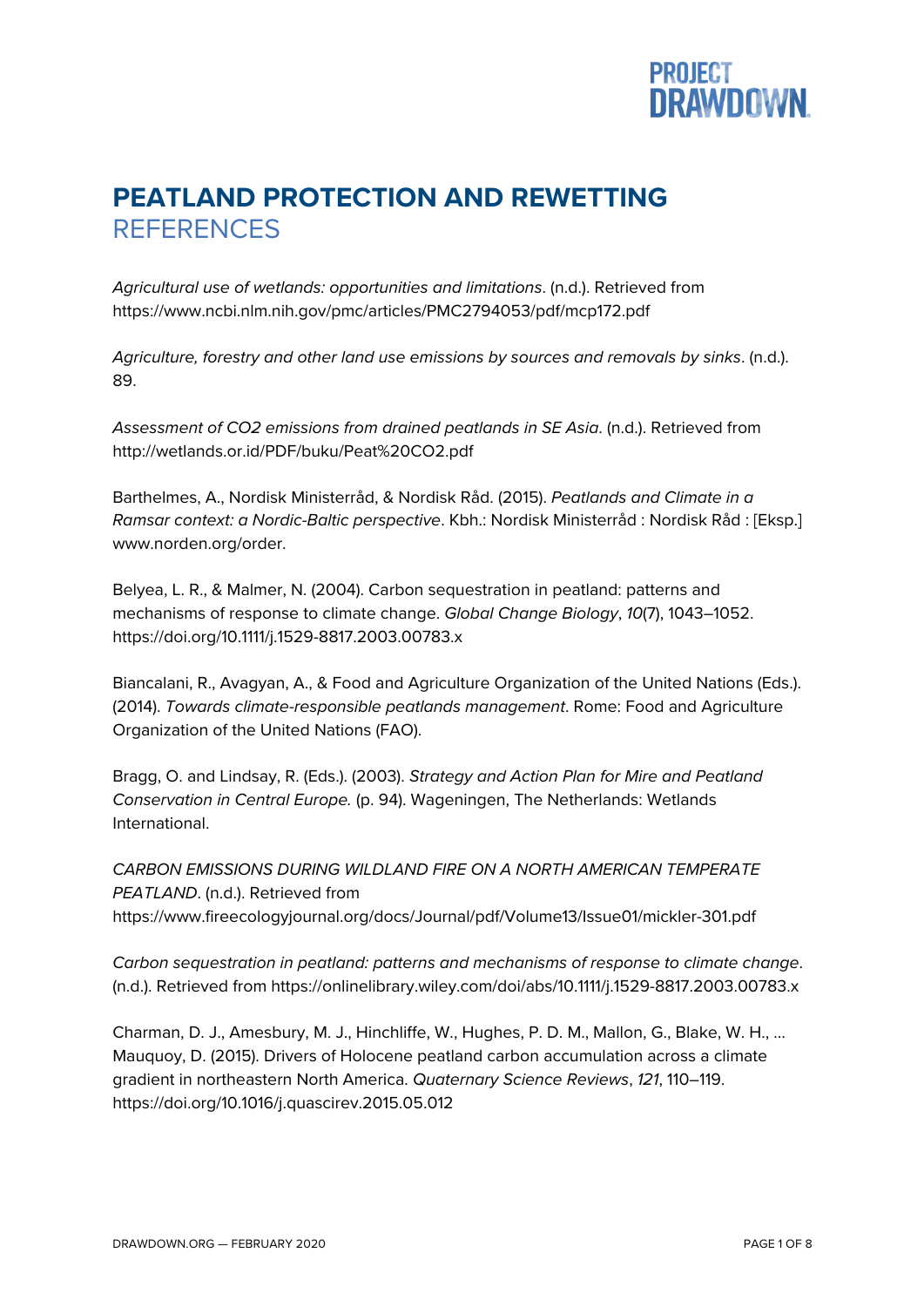# PEATLAND PROTECTION AND REWETTING

## REFERENCES

*Agricultural use of wetlands: opportunities and limitations*. (n.d.). Retrieved from https://www.ncbi.nlm.nih.gov/pmc/articles/PMC2794053/pdf/mcp172.pdf

*Agriculture, forestry and other land use emissions by sources and removals by sinks*. (n.d.). 89.

*Assessment of CO2 emissions from drained peatlands in SE Asia*. (n.d.). Retrieved from http://wetlands.or.id/PDF/buku/Peat%20CO2.pdf

Barthelmes, A., Nordisk Ministerråd, & Nordisk Råd. (2015). *Peatlands and Climate in a Ramsar context: a Nordic-Baltic perspective*. Kbh.: Nordisk Ministerråd : Nordisk Råd : [Eksp.] www.norden.org/order.

Belyea, L. R., & Malmer, N. (2004). Carbon sequestration in peatland: patterns and mechanisms of response to climate change. *Global Change Biology*, *10*(7), 1043–1052. https://doi.org/10.1111/j.1529-8817.2003.00783.x

Biancalani, R., Avagyan, A., & Food and Agriculture Organization of the United Nations (Eds.). (2014). *Towards climate-responsible peatlands management*. Rome: Food and Agriculture Organization of the United Nations (FAO).

Bragg, O. and Lindsay, R. (Eds.). (2003). *Strategy and Action Plan for Mire and Peatland Conservation in Central Europe.* (p. 94). Wageningen, The Netherlands: Wetlands International.

*CARBON EMISSIONS DURING WILDLAND FIRE ON A NORTH AMERICAN TEMPERATE PEATLAND*. (n.d.). Retrieved from https://www.fireecologyjournal.org/docs/Journal/pdf/Volume13/Issue01/mickler-301.pdf

*Carbon sequestration in peatland: patterns and mechanisms of response to climate change*. (n.d.). Retrieved from https://onlinelibrary.wiley.com/doi/abs/10.1111/j.1529-8817.2003.00783.x

Charman, D. J., Amesbury, M. J., Hinchliffe, W., Hughes, P. D. M., Mallon, G., Blake, W. H., … Mauquoy, D. (2015). Drivers of Holocene peatland carbon accumulation across a climate gradient in northeastern North America. *Quaternary Science Reviews*, *121*, 110–119. https://doi.org/10.1016/j.quascirev.2015.05.012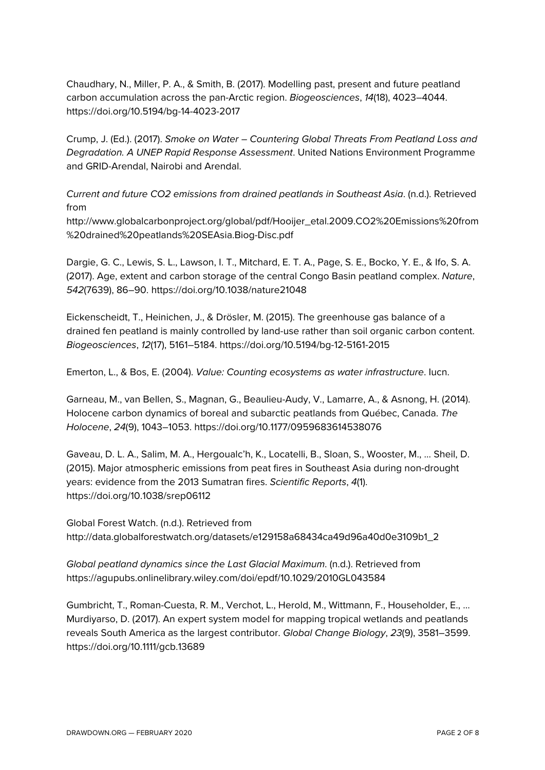Chaudhary, N., Miller, P. A., & Smith, B. (2017). Modelling past, present and future peatland carbon accumulation across the pan-Arctic region. *Biogeosciences*, *14*(18), 4023–4044. https://doi.org/10.5194/bg-14-4023-2017

Crump, J. (Ed.). (2017). *Smoke on Water – Countering Global Threats From Peatland Loss and Degradation. A UNEP Rapid Response Assessment*. United Nations Environment Programme and GRID-Arendal, Nairobi and Arendal.

*Current and future CO2 emissions from drained peatlands in Southeast Asia*. (n.d.). Retrieved from http://www.globalcarbonproject.org/global/pdf/Hooijer_etal.2009.CO2%20Emissions%20from%20drained%20peatlands%20SEAsia.Biog-Disc.pdf

Dargie, G. C., Lewis, S. L., Lawson, I. T., Mitchard, E. T. A., Page, S. E., Bocko, Y. E., & Ifo, S. A. (2017). Age, extent and carbon storage of the central Congo Basin peatland complex. *Nature*, *542*(7639), 86–90. https://doi.org/10.1038/nature21048

Eickenscheidt, T., Heinichen, J., & Drösler, M. (2015). The greenhouse gas balance of a drained fen peatland is mainly controlled by land-use rather than soil organic carbon content. *Biogeosciences*, *12*(17), 5161–5184. https://doi.org/10.5194/bg-12-5161-2015

Emerton, L., & Bos, E. (2004). *Value: Counting ecosystems as water infrastructure*. Iucn.

Garneau, M., van Bellen, S., Magnan, G., Beaulieu-Audy, V., Lamarre, A., & Asnong, H. (2014). Holocene carbon dynamics of boreal and subarctic peatlands from Québec, Canada. *The Holocene*, *24*(9), 1043–1053. https://doi.org/10.1177/0959683614538076

Gaveau, D. L. A., Salim, M. A., Hergoualc'h, K., Locatelli, B., Sloan, S., Wooster, M., … Sheil, D. (2015). Major atmospheric emissions from peat fires in Southeast Asia during non-drought years: evidence from the 2013 Sumatran fires. *Scientific Reports*, *4*(1). https://doi.org/10.1038/srep06112

Global Forest Watch. (n.d.). Retrieved from http://data.globalforestwatch.org/datasets/e129158a68434ca49d96a40d0e3109b1_2

*Global peatland dynamics since the Last Glacial Maximum*. (n.d.). Retrieved from https://agupubs.onlinelibrary.wiley.com/doi/epdf/10.1029/2010GL043584

Gumbricht, T., Roman-Cuesta, R. M., Verchot, L., Herold, M., Wittmann, F., Householder, E., … Murdiyarso, D. (2017). An expert system model for mapping tropical wetlands and peatlands reveals South America as the largest contributor. *Global Change Biology*, *23*(9), 3581–3599. https://doi.org/10.1111/gcb.13689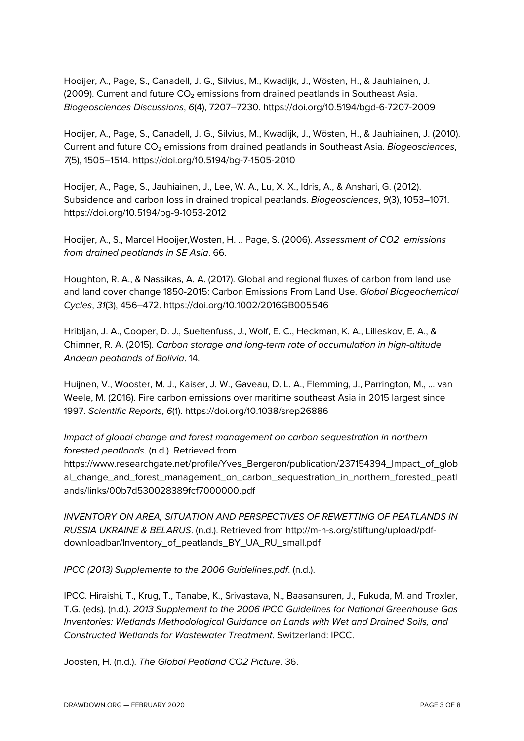Hooijer, A., Page, S., Canadell, J. G., Silvius, M., Kwadijk, J., Wösten, H., & Jauhiainen, J. (2009). Current and future $CO_2$ emissions from drained peatlands in Southeast Asia. *Biogeosciences Discussions*, *6*(4), 7207–7230. https://doi.org/10.5194/bgd-6-7207-2009

Hooijer, A., Page, S., Canadell, J. G., Silvius, M., Kwadijk, J., Wösten, H., & Jauhiainen, J. (2010). Current and future $CO_2$ emissions from drained peatlands in Southeast Asia. *Biogeosciences*, *7*(5), 1505–1514. https://doi.org/10.5194/bg-7-1505-2010

Hooijer, A., Page, S., Jauhiainen, J., Lee, W. A., Lu, X. X., Idris, A., & Anshari, G. (2012). Subsidence and carbon loss in drained tropical peatlands. *Biogeosciences*, *9*(3), 1053–1071. https://doi.org/10.5194/bg-9-1053-2012

Hooijer, A., S., Marcel Hooijer,Wosten, H. .. Page, S. (2006). *Assessment of CO2 emissions from drained peatlands in SE Asia*. 66.

Houghton, R. A., & Nassikas, A. A. (2017). Global and regional fluxes of carbon from land use and land cover change 1850-2015: Carbon Emissions From Land Use. *Global Biogeochemical Cycles*, *31*(3), 456–472. https://doi.org/10.1002/2016GB005546

Hribljan, J. A., Cooper, D. J., Sueltenfuss, J., Wolf, E. C., Heckman, K. A., Lilleskov, E. A., & Chimner, R. A. (2015). *Carbon storage and long-term rate of accumulation in high-altitude Andean peatlands of Bolivia*. 14.

Huijnen, V., Wooster, M. J., Kaiser, J. W., Gaveau, D. L. A., Flemming, J., Parrington, M., … van Weele, M. (2016). Fire carbon emissions over maritime southeast Asia in 2015 largest since 1997. *Scientific Reports*, *6*(1). https://doi.org/10.1038/srep26886

*Impact of global change and forest management on carbon sequestration in northern forested peatlands*. (n.d.). Retrieved from https://www.researchgate.net/profile/Yves_Bergeron/publication/237154394_Impact_of_global_change_and_forest_management_on_carbon_sequestration_in_northern_forested_peatlands/links/00b7d530028389fcf7000000.pdf

*INVENTORY ON AREA, SITUATION AND PERSPECTIVES OF REWETTING OF PEATLANDS IN RUSSIA UKRAINE & BELARUS*. (n.d.). Retrieved from http://m-h-s.org/stiftung/upload/pdf-downloadbar/Inventory_of_peatlands_BY_UA_RU_small.pdf

*IPCC (2013) Supplemente to the 2006 Guidelines.pdf*. (n.d.).

IPCC. Hiraishi, T., Krug, T., Tanabe, K., Srivastava, N., Baasansuren, J., Fukuda, M. and Troxler, T.G. (eds). (n.d.). *2013 Supplement to the 2006 IPCC Guidelines for National Greenhouse Gas Inventories: Wetlands Methodological Guidance on Lands with Wet and Drained Soils, and Constructed Wetlands for Wastewater Treatment*. Switzerland: IPCC.

Joosten, H. (n.d.). *The Global Peatland CO2 Picture*. 36.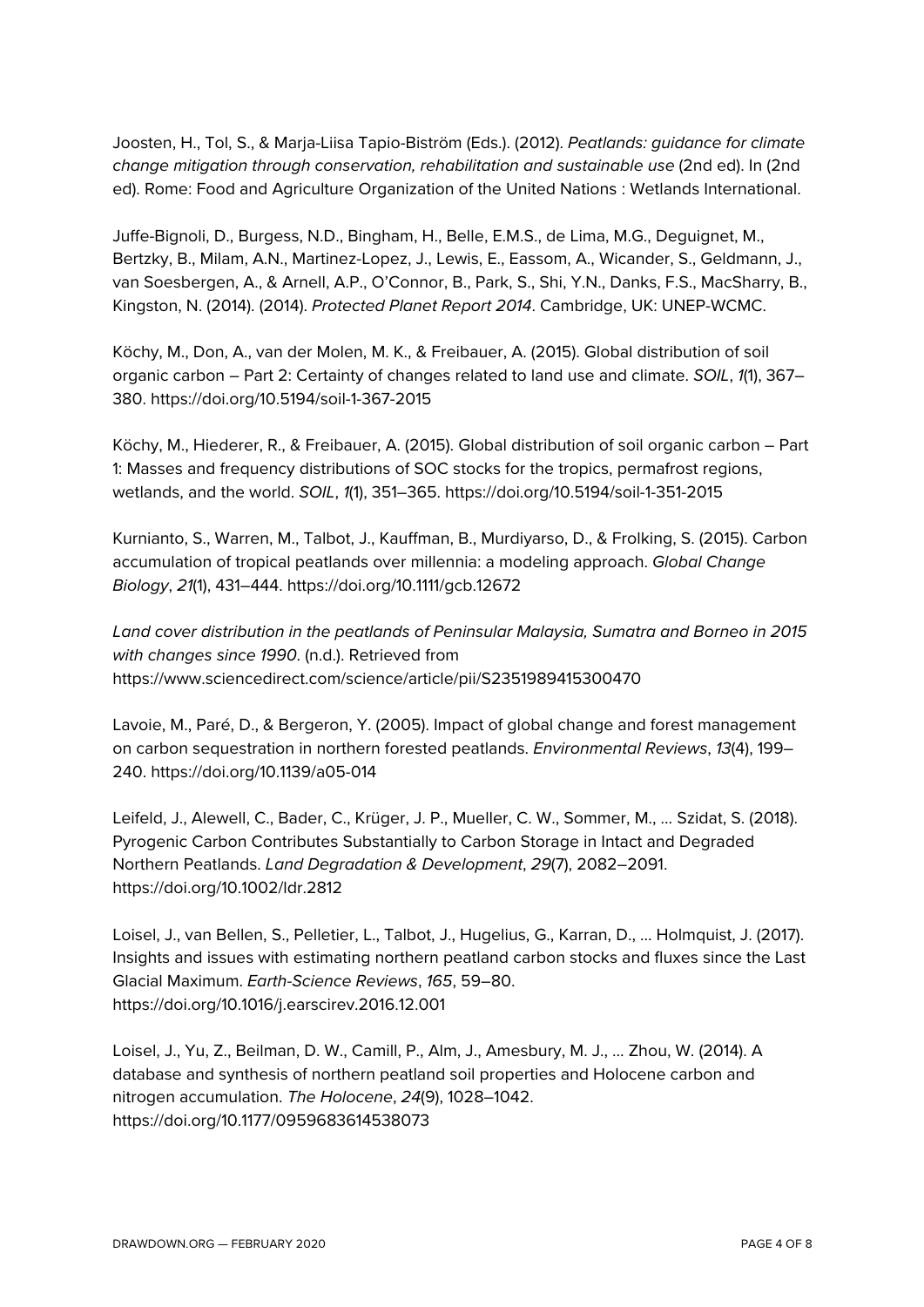Joosten, H., Tol, S., & Marja-Liisa Tapio-Biström (Eds.). (2012). *Peatlands: guidance for climate change mitigation through conservation, rehabilitation and sustainable use* (2nd ed). In (2nd ed). Rome: Food and Agriculture Organization of the United Nations : Wetlands International.

Juffe-Bignoli, D., Burgess, N.D., Bingham, H., Belle, E.M.S., de Lima, M.G., Deguignet, M., Bertzky, B., Milam, A.N., Martinez-Lopez, J., Lewis, E., Eassom, A., Wicander, S., Geldmann, J., van Soesbergen, A., & Arnell, A.P., O'Connor, B., Park, S., Shi, Y.N., Danks, F.S., MacSharry, B., Kingston, N. (2014). (2014). *Protected Planet Report 2014*. Cambridge, UK: UNEP-WCMC.

Köchy, M., Don, A., van der Molen, M. K., & Freibauer, A. (2015). Global distribution of soil organic carbon – Part 2: Certainty of changes related to land use and climate. *SOIL*, *1*(1), 367–380. https://doi.org/10.5194/soil-1-367-2015

Köchy, M., Hiederer, R., & Freibauer, A. (2015). Global distribution of soil organic carbon – Part 1: Masses and frequency distributions of SOC stocks for the tropics, permafrost regions, wetlands, and the world. *SOIL*, *1*(1), 351–365. https://doi.org/10.5194/soil-1-351-2015

Kurnianto, S., Warren, M., Talbot, J., Kauffman, B., Murdiyarso, D., & Frolking, S. (2015). Carbon accumulation of tropical peatlands over millennia: a modeling approach. *Global Change Biology*, *21*(1), 431–444. https://doi.org/10.1111/gcb.12672

*Land cover distribution in the peatlands of Peninsular Malaysia, Sumatra and Borneo in 2015 with changes since 1990*. (n.d.). Retrieved from https://www.sciencedirect.com/science/article/pii/S2351989415300470

Lavoie, M., Paré, D., & Bergeron, Y. (2005). Impact of global change and forest management on carbon sequestration in northern forested peatlands. *Environmental Reviews*, *13*(4), 199–240. https://doi.org/10.1139/a05-014

Leifeld, J., Alewell, C., Bader, C., Krüger, J. P., Mueller, C. W., Sommer, M., … Szidat, S. (2018). Pyrogenic Carbon Contributes Substantially to Carbon Storage in Intact and Degraded Northern Peatlands. *Land Degradation & Development*, *29*(7), 2082–2091. https://doi.org/10.1002/ldr.2812

Loisel, J., van Bellen, S., Pelletier, L., Talbot, J., Hugelius, G., Karran, D., … Holmquist, J. (2017). Insights and issues with estimating northern peatland carbon stocks and fluxes since the Last Glacial Maximum. *Earth-Science Reviews*, *165*, 59–80. https://doi.org/10.1016/j.earscirev.2016.12.001

Loisel, J., Yu, Z., Beilman, D. W., Camill, P., Alm, J., Amesbury, M. J., … Zhou, W. (2014). A database and synthesis of northern peatland soil properties and Holocene carbon and nitrogen accumulation. *The Holocene*, *24*(9), 1028–1042. https://doi.org/10.1177/0959683614538073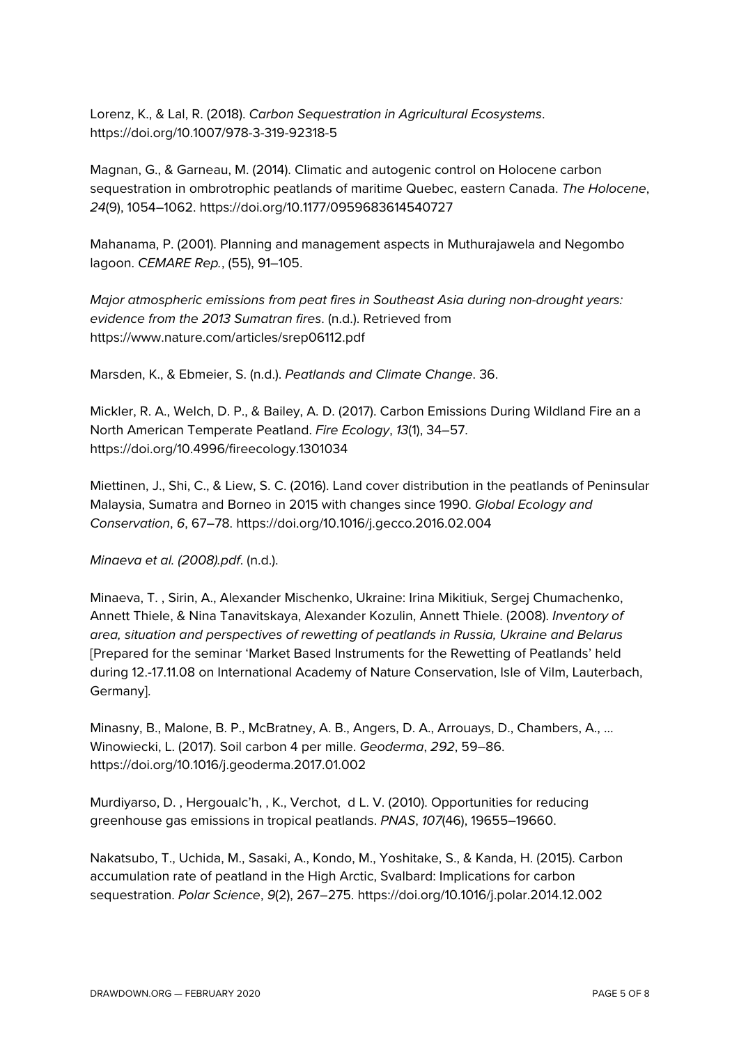Lorenz, K., & Lal, R. (2018). *Carbon Sequestration in Agricultural Ecosystems*. https://doi.org/10.1007/978-3-319-92318-5

Magnan, G., & Garneau, M. (2014). Climatic and autogenic control on Holocene carbon sequestration in ombrotrophic peatlands of maritime Quebec, eastern Canada. *The Holocene*, *24*(9), 1054–1062. https://doi.org/10.1177/0959683614540727

Mahanama, P. (2001). Planning and management aspects in Muthurajawela and Negombo lagoon. *CEMARE Rep.*, (55), 91–105.

*Major atmospheric emissions from peat fires in Southeast Asia during non-drought years: evidence from the 2013 Sumatran fires*. (n.d.). Retrieved from https://www.nature.com/articles/srep06112.pdf

Marsden, K., & Ebmeier, S. (n.d.). *Peatlands and Climate Change*. 36.

Mickler, R. A., Welch, D. P., & Bailey, A. D. (2017). Carbon Emissions During Wildland Fire an a North American Temperate Peatland. *Fire Ecology*, *13*(1), 34–57. https://doi.org/10.4996/fireecology.1301034

Miettinen, J., Shi, C., & Liew, S. C. (2016). Land cover distribution in the peatlands of Peninsular Malaysia, Sumatra and Borneo in 2015 with changes since 1990. *Global Ecology and Conservation*, *6*, 67–78. https://doi.org/10.1016/j.gecco.2016.02.004

*Minaeva et al. (2008).pdf*. (n.d.).

Minaeva, T. , Sirin, A., Alexander Mischenko, Ukraine: Irina Mikitiuk, Sergej Chumachenko, Annett Thiele, & Nina Tanavitskaya, Alexander Kozulin, Annett Thiele. (2008). *Inventory of area, situation and perspectives of rewetting of peatlands in Russia, Ukraine and Belarus* [Prepared for the seminar 'Market Based Instruments for the Rewetting of Peatlands' held during 12.-17.11.08 on International Academy of Nature Conservation, Isle of Vilm, Lauterbach, Germany].

Minasny, B., Malone, B. P., McBratney, A. B., Angers, D. A., Arrouays, D., Chambers, A., … Winowiecki, L. (2017). Soil carbon 4 per mille. *Geoderma*, *292*, 59–86. https://doi.org/10.1016/j.geoderma.2017.01.002

Murdiyarso, D. , Hergoualc'h, , K., Verchot,  d L. V. (2010). Opportunities for reducing greenhouse gas emissions in tropical peatlands. *PNAS*, *107*(46), 19655–19660.

Nakatsubo, T., Uchida, M., Sasaki, A., Kondo, M., Yoshitake, S., & Kanda, H. (2015). Carbon accumulation rate of peatland in the High Arctic, Svalbard: Implications for carbon sequestration. *Polar Science*, *9*(2), 267–275. https://doi.org/10.1016/j.polar.2014.12.002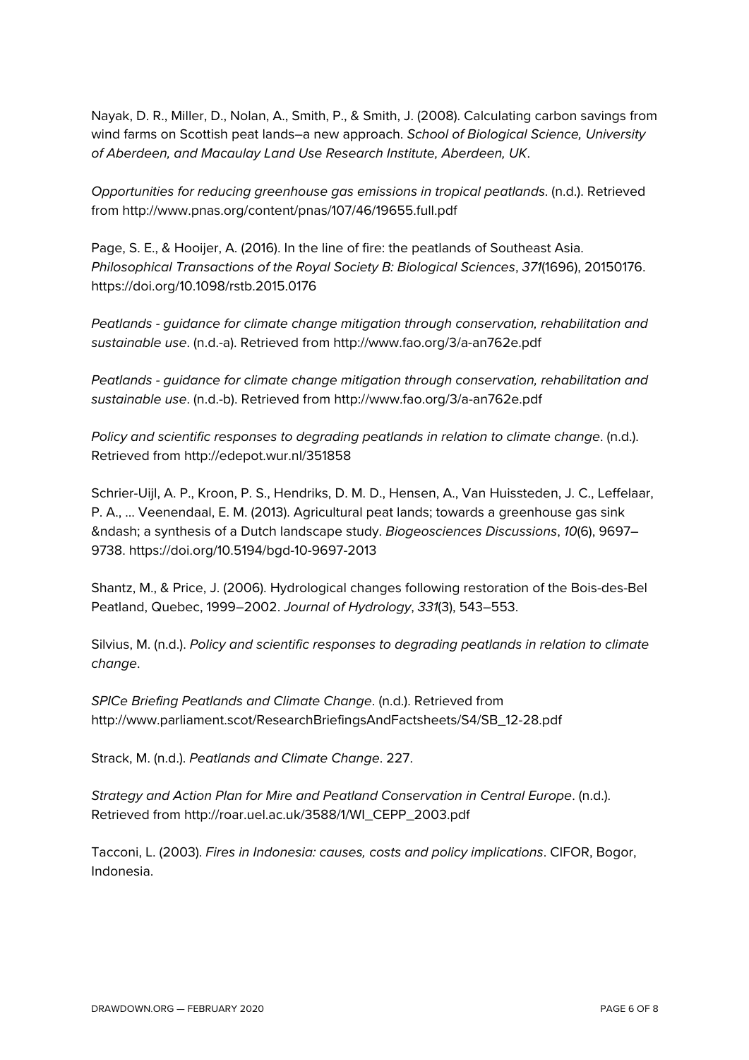Nayak, D. R., Miller, D., Nolan, A., Smith, P., & Smith, J. (2008). Calculating carbon savings from wind farms on Scottish peat lands–a new approach. *School of Biological Science, University of Aberdeen, and Macaulay Land Use Research Institute, Aberdeen, UK*.

*Opportunities for reducing greenhouse gas emissions in tropical peatlands*. (n.d.). Retrieved from http://www.pnas.org/content/pnas/107/46/19655.full.pdf

Page, S. E., & Hooijer, A. (2016). In the line of fire: the peatlands of Southeast Asia. *Philosophical Transactions of the Royal Society B: Biological Sciences*, *371*(1696), 20150176. https://doi.org/10.1098/rstb.2015.0176

*Peatlands - guidance for climate change mitigation through conservation, rehabilitation and sustainable use*. (n.d.-a). Retrieved from http://www.fao.org/3/a-an762e.pdf

*Peatlands - guidance for climate change mitigation through conservation, rehabilitation and sustainable use*. (n.d.-b). Retrieved from http://www.fao.org/3/a-an762e.pdf

*Policy and scientific responses to degrading peatlands in relation to climate change*. (n.d.). Retrieved from http://edepot.wur.nl/351858

Schrier-Uijl, A. P., Kroon, P. S., Hendriks, D. M. D., Hensen, A., Van Huissteden, J. C., Leffelaar, P. A., … Veenendaal, E. M. (2013). Agricultural peat lands; towards a greenhouse gas sink &ndash; a synthesis of a Dutch landscape study. *Biogeosciences Discussions*, *10*(6), 9697–9738. https://doi.org/10.5194/bgd-10-9697-2013

Shantz, M., & Price, J. (2006). Hydrological changes following restoration of the Bois-des-Bel Peatland, Quebec, 1999–2002. *Journal of Hydrology*, *331*(3), 543–553.

Silvius, M. (n.d.). *Policy and scientific responses to degrading peatlands in relation to climate change*.

*SPICe Briefing Peatlands and Climate Change*. (n.d.). Retrieved from http://www.parliament.scot/ResearchBriefingsAndFactsheets/S4/SB_12-28.pdf

Strack, M. (n.d.). *Peatlands and Climate Change*. 227.

*Strategy and Action Plan for Mire and Peatland Conservation in Central Europe*. (n.d.). Retrieved from http://roar.uel.ac.uk/3588/1/WI_CEPP_2003.pdf

Tacconi, L. (2003). *Fires in Indonesia: causes, costs and policy implications*. CIFOR, Bogor, Indonesia.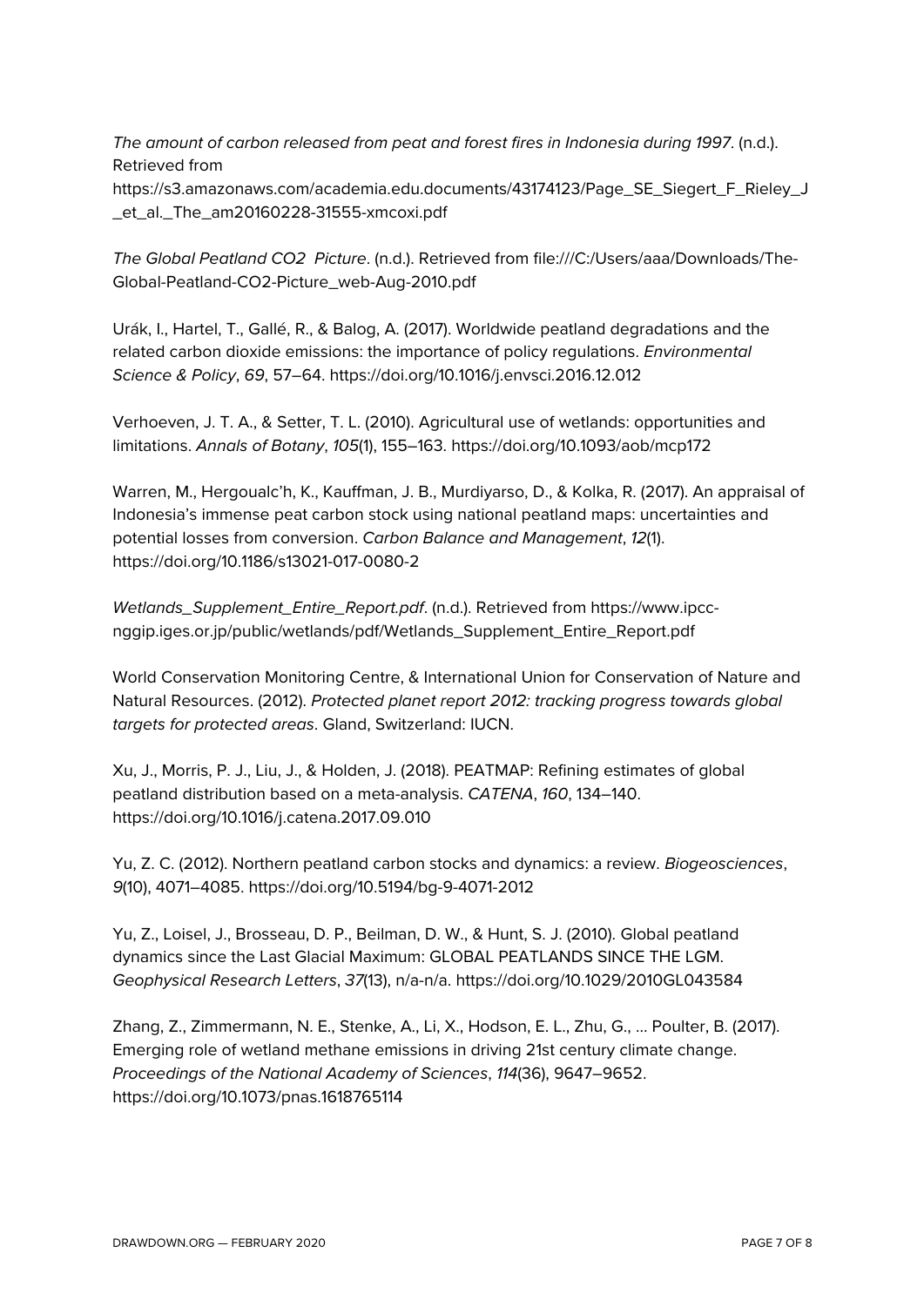*The amount of carbon released from peat and forest fires in Indonesia during 1997*. (n.d.). Retrieved from https://s3.amazonaws.com/academia.edu.documents/43174123/Page_SE_Siegert_F_Rieley_J_et_al._The_am20160228-31555-xmcoxi.pdf

*The Global Peatland CO2 Picture*. (n.d.). Retrieved from file:///C:/Users/aaa/Downloads/The-Global-Peatland-CO2-Picture_web-Aug-2010.pdf

Urák, I., Hartel, T., Gallé, R., & Balog, A. (2017). Worldwide peatland degradations and the related carbon dioxide emissions: the importance of policy regulations. *Environmental Science & Policy*, *69*, 57–64. https://doi.org/10.1016/j.envsci.2016.12.012

Verhoeven, J. T. A., & Setter, T. L. (2010). Agricultural use of wetlands: opportunities and limitations. *Annals of Botany*, *105*(1), 155–163. https://doi.org/10.1093/aob/mcp172

Warren, M., Hergoualc'h, K., Kauffman, J. B., Murdiyarso, D., & Kolka, R. (2017). An appraisal of Indonesia's immense peat carbon stock using national peatland maps: uncertainties and potential losses from conversion. *Carbon Balance and Management*, *12*(1). https://doi.org/10.1186/s13021-017-0080-2

*Wetlands_Supplement_Entire_Report.pdf*. (n.d.). Retrieved from https://www.ipcc-nggip.iges.or.jp/public/wetlands/pdf/Wetlands_Supplement_Entire_Report.pdf

World Conservation Monitoring Centre, & International Union for Conservation of Nature and Natural Resources. (2012). *Protected planet report 2012: tracking progress towards global targets for protected areas*. Gland, Switzerland: IUCN.

Xu, J., Morris, P. J., Liu, J., & Holden, J. (2018). PEATMAP: Refining estimates of global peatland distribution based on a meta-analysis. *CATENA*, *160*, 134–140. https://doi.org/10.1016/j.catena.2017.09.010

Yu, Z. C. (2012). Northern peatland carbon stocks and dynamics: a review. *Biogeosciences*, *9*(10), 4071–4085. https://doi.org/10.5194/bg-9-4071-2012

Yu, Z., Loisel, J., Brosseau, D. P., Beilman, D. W., & Hunt, S. J. (2010). Global peatland dynamics since the Last Glacial Maximum: GLOBAL PEATLANDS SINCE THE LGM. *Geophysical Research Letters*, *37*(13), n/a-n/a. https://doi.org/10.1029/2010GL043584

Zhang, Z., Zimmermann, N. E., Stenke, A., Li, X., Hodson, E. L., Zhu, G., … Poulter, B. (2017). Emerging role of wetland methane emissions in driving 21st century climate change. *Proceedings of the National Academy of Sciences*, *114*(36), 9647–9652. https://doi.org/10.1073/pnas.1618765114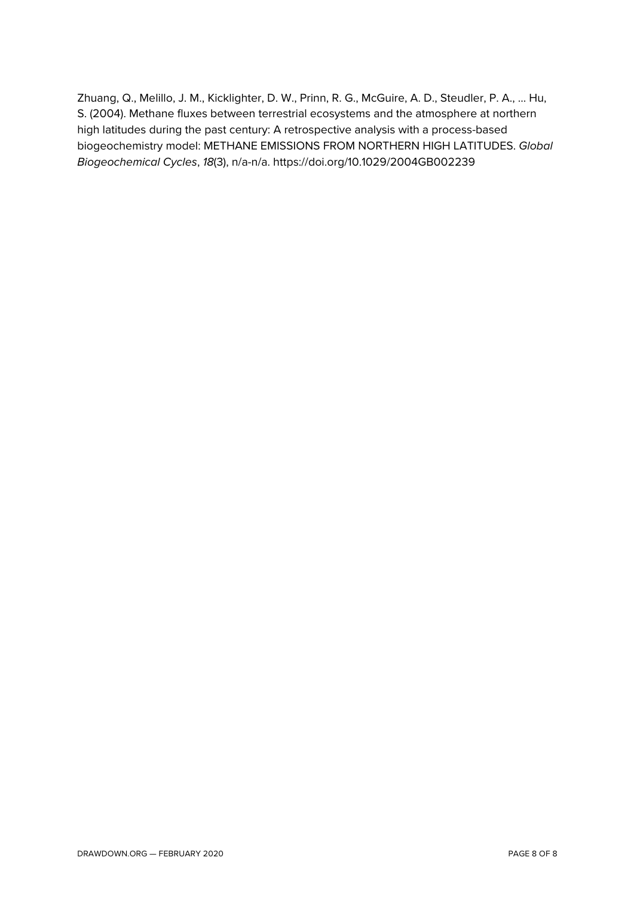Zhuang, Q., Melillo, J. M., Kicklighter, D. W., Prinn, R. G., McGuire, A. D., Steudler, P. A., … Hu, S. (2004). Methane fluxes between terrestrial ecosystems and the atmosphere at northern high latitudes during the past century: A retrospective analysis with a process-based biogeochemistry model: METHANE EMISSIONS FROM NORTHERN HIGH LATITUDES. *Global Biogeochemical Cycles*, *18*(3), n/a-n/a. https://doi.org/10.1029/2004GB002239